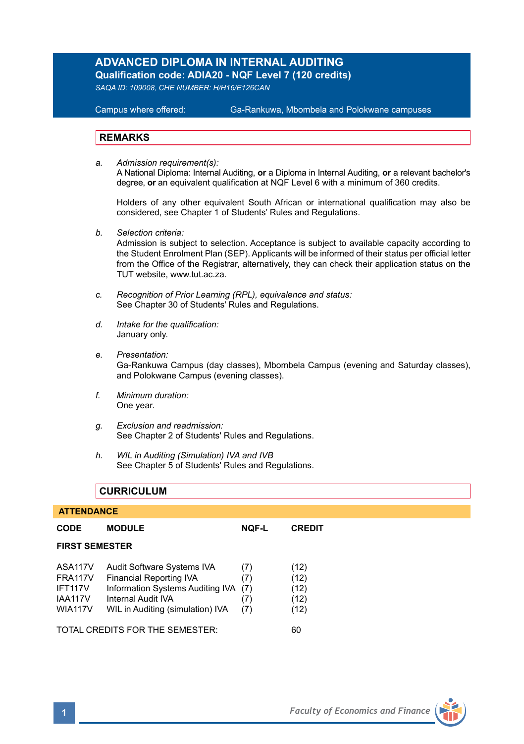# ADVANCED DIPLOMA IN INTERNAL AUDITING

**Qualification code: ADIA20 - NQF Level 7 (120 credits)**

*SAQA ID: 109008, CHE NUMBER: H/H16/E126CAN*

Campus where offered: Ga-Rankuwa, Mbombela and Polokwane campuses

## REMARKS

a. *Admission requirement(s):*
A National Diploma: Internal Auditing, **or** a Diploma in Internal Auditing, **or** a relevant bachelor's degree, **or** an equivalent qualification at NQF Level 6 with a minimum of 360 credits.

Holders of any other equivalent South African or international qualification may also be considered, see Chapter 1 of Students' Rules and Regulations.

b. *Selection criteria:*
Admission is subject to selection. Acceptance is subject to available capacity according to the Student Enrolment Plan (SEP). Applicants will be informed of their status per official letter from the Office of the Registrar, alternatively, they can check their application status on the TUT website, www.tut.ac.za.

c. *Recognition of Prior Learning (RPL), equivalence and status:*
See Chapter 30 of Students' Rules and Regulations.

d. *Intake for the qualification:*
January only.

e. *Presentation:*
Ga-Rankuwa Campus (day classes), Mbombela Campus (evening and Saturday classes), and Polokwane Campus (evening classes).

f. *Minimum duration:*
One year.

g. *Exclusion and readmission:*
See Chapter 2 of Students' Rules and Regulations.

h. *WIL in Auditing (Simulation) IVA and IVB*
See Chapter 5 of Students' Rules and Regulations.

## CURRICULUM

**ATTENDANCE**

| CODE | MODULE | NQF-L | CREDIT |
|---|---|---|---|
| **FIRST SEMESTER** | | | |
| ASA117V | Audit Software Systems IVA | (7) | (12) |
| FRA117V | Financial Reporting IVA | (7) | (12) |
| IFT117V | Information Systems Auditing IVA | (7) | (12) |
| IAA117V | Internal Audit IVA | (7) | (12) |
| WIA117V | WIL in Auditing (simulation) IVA | (7) | (12) |

TOTAL CREDITS FOR THE SEMESTER: 60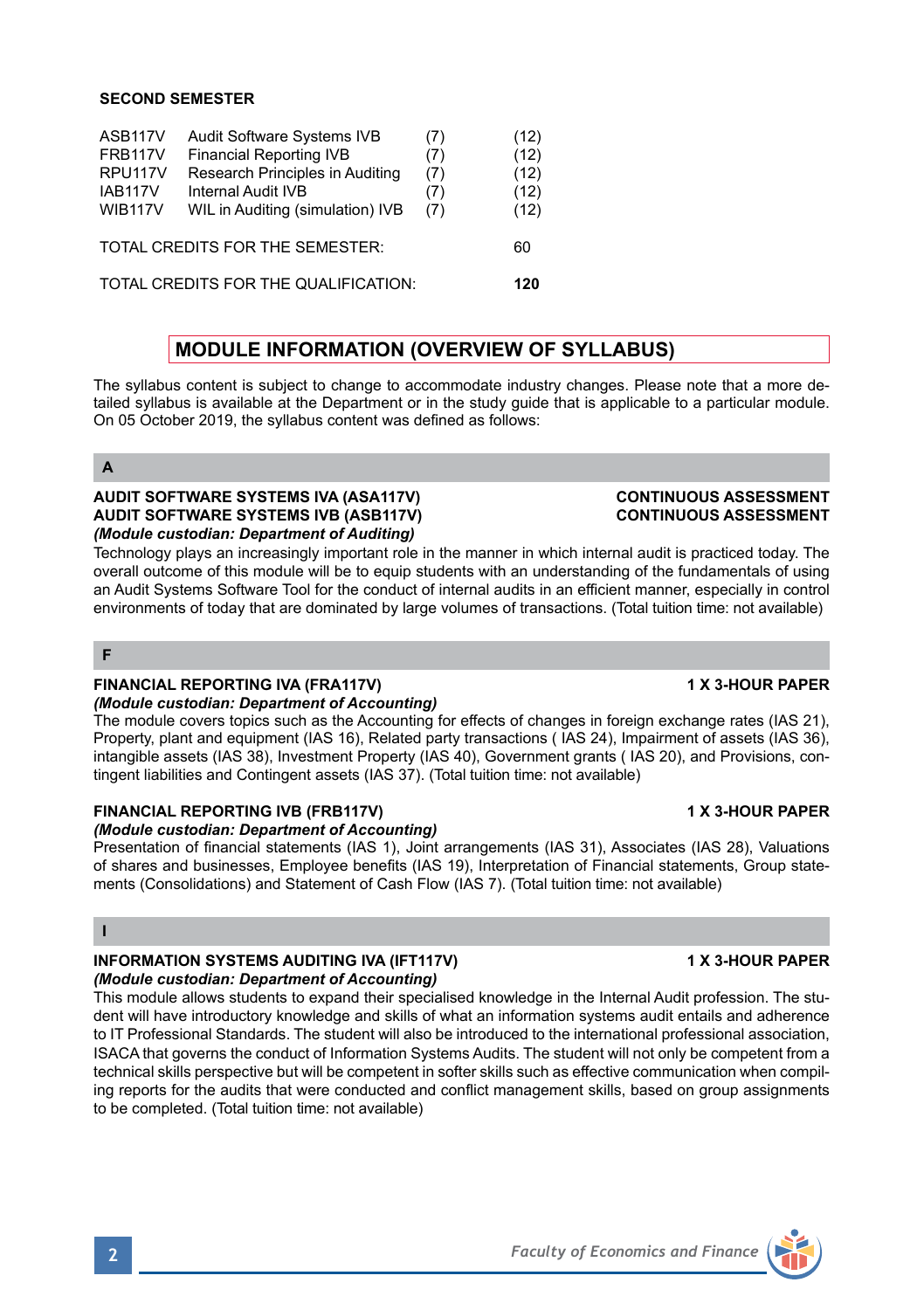**SECOND SEMESTER**

| | | | |
|---|---|---|---|
| ASB117V | Audit Software Systems IVB | (7) | (12) |
| FRB117V | Financial Reporting IVB | (7) | (12) |
| RPU117V | Research Principles in Auditing | (7) | (12) |
| IAB117V | Internal Audit IVB | (7) | (12) |
| WIB117V | WIL in Auditing (simulation) IVB | (7) | (12) |
| TOTAL CREDITS FOR THE SEMESTER: | | | 60 |
| TOTAL CREDITS FOR THE QUALIFICATION: | | | **120** |

## MODULE INFORMATION (OVERVIEW OF SYLLABUS)

The syllabus content is subject to change to accommodate industry changes. Please note that a more detailed syllabus is available at the Department or in the study guide that is applicable to a particular module. On 05 October 2019, the syllabus content was defined as follows:

### A

**AUDIT SOFTWARE SYSTEMS IVA (ASA117V)** — **CONTINUOUS ASSESSMENT**
**AUDIT SOFTWARE SYSTEMS IVB (ASB117V)** — **CONTINUOUS ASSESSMENT**
***(Module custodian: Department of Auditing)***
Technology plays an increasingly important role in the manner in which internal audit is practiced today. The overall outcome of this module will be to equip students with an understanding of the fundamentals of using an Audit Systems Software Tool for the conduct of internal audits in an efficient manner, especially in control environments of today that are dominated by large volumes of transactions. (Total tuition time: not available)

### F

**FINANCIAL REPORTING IVA (FRA117V)** — **1 X 3-HOUR PAPER**
***(Module custodian: Department of Accounting)***
The module covers topics such as the Accounting for effects of changes in foreign exchange rates (IAS 21), Property, plant and equipment (IAS 16), Related party transactions ( IAS 24), Impairment of assets (IAS 36), intangible assets (IAS 38), Investment Property (IAS 40), Government grants ( IAS 20), and Provisions, contingent liabilities and Contingent assets (IAS 37). (Total tuition time: not available)

**FINANCIAL REPORTING IVB (FRB117V)** — **1 X 3-HOUR PAPER**
***(Module custodian: Department of Accounting)***
Presentation of financial statements (IAS 1), Joint arrangements (IAS 31), Associates (IAS 28), Valuations of shares and businesses, Employee benefits (IAS 19), Interpretation of Financial statements, Group statements (Consolidations) and Statement of Cash Flow (IAS 7). (Total tuition time: not available)

### I

**INFORMATION SYSTEMS AUDITING IVA (IFT117V)** — **1 X 3-HOUR PAPER**
***(Module custodian: Department of Accounting)***
This module allows students to expand their specialised knowledge in the Internal Audit profession. The student will have introductory knowledge and skills of what an information systems audit entails and adherence to IT Professional Standards. The student will also be introduced to the international professional association, ISACA that governs the conduct of Information Systems Audits. The student will not only be competent from a technical skills perspective but will be competent in softer skills such as effective communication when compiling reports for the audits that were conducted and conflict management skills, based on group assignments to be completed. (Total tuition time: not available)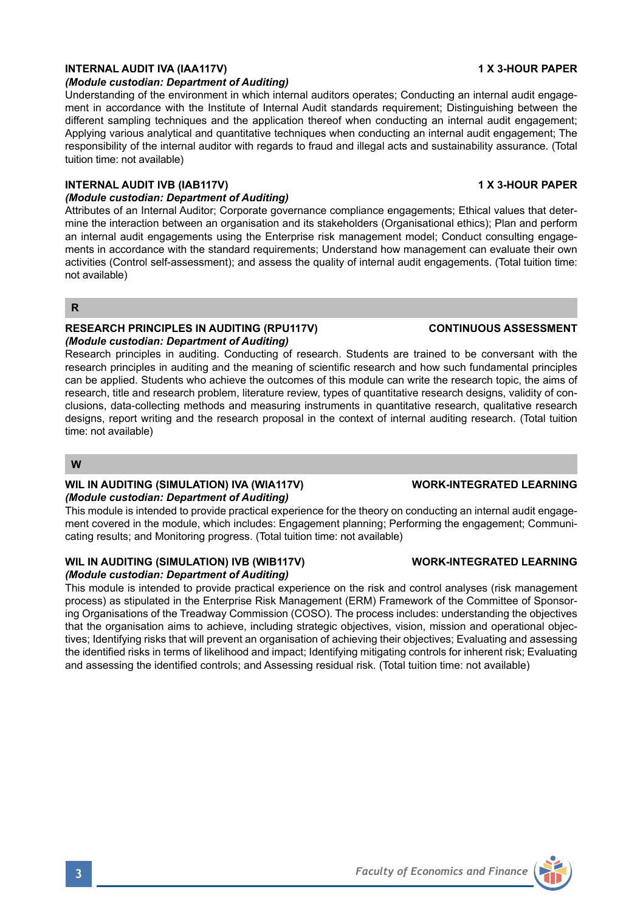**INTERNAL AUDIT IVA (IAA117V)** **1 X 3-HOUR PAPER**
***(Module custodian: Department of Auditing)***
Understanding of the environment in which internal auditors operates; Conducting an internal audit engagement in accordance with the Institute of Internal Audit standards requirement; Distinguishing between the different sampling techniques and the application thereof when conducting an internal audit engagement; Applying various analytical and quantitative techniques when conducting an internal audit engagement; The responsibility of the internal auditor with regards to fraud and illegal acts and sustainability assurance. (Total tuition time: not available)

**INTERNAL AUDIT IVB (IAB117V)** **1 X 3-HOUR PAPER**
***(Module custodian: Department of Auditing)***
Attributes of an Internal Auditor; Corporate governance compliance engagements; Ethical values that determine the interaction between an organisation and its stakeholders (Organisational ethics); Plan and perform an internal audit engagements using the Enterprise risk management model; Conduct consulting engagements in accordance with the standard requirements; Understand how management can evaluate their own activities (Control self-assessment); and assess the quality of internal audit engagements. (Total tuition time: not available)

## R

**RESEARCH PRINCIPLES IN AUDITING (RPU117V)** **CONTINUOUS ASSESSMENT**
***(Module custodian: Department of Auditing)***
Research principles in auditing. Conducting of research. Students are trained to be conversant with the research principles in auditing and the meaning of scientific research and how such fundamental principles can be applied. Students who achieve the outcomes of this module can write the research topic, the aims of research, title and research problem, literature review, types of quantitative research designs, validity of conclusions, data-collecting methods and measuring instruments in quantitative research, qualitative research designs, report writing and the research proposal in the context of internal auditing research. (Total tuition time: not available)

## W

**WIL IN AUDITING (SIMULATION) IVA (WIA117V)** **WORK-INTEGRATED LEARNING**
***(Module custodian: Department of Auditing)***
This module is intended to provide practical experience for the theory on conducting an internal audit engagement covered in the module, which includes: Engagement planning; Performing the engagement; Communicating results; and Monitoring progress. (Total tuition time: not available)

**WIL IN AUDITING (SIMULATION) IVB (WIB117V)** **WORK-INTEGRATED LEARNING**
***(Module custodian: Department of Auditing)***
This module is intended to provide practical experience on the risk and control analyses (risk management process) as stipulated in the Enterprise Risk Management (ERM) Framework of the Committee of Sponsoring Organisations of the Treadway Commission (COSO). The process includes: understanding the objectives that the organisation aims to achieve, including strategic objectives, vision, mission and operational objectives; Identifying risks that will prevent an organisation of achieving their objectives; Evaluating and assessing the identified risks in terms of likelihood and impact; Identifying mitigating controls for inherent risk; Evaluating and assessing the identified controls; and Assessing residual risk. (Total tuition time: not available)